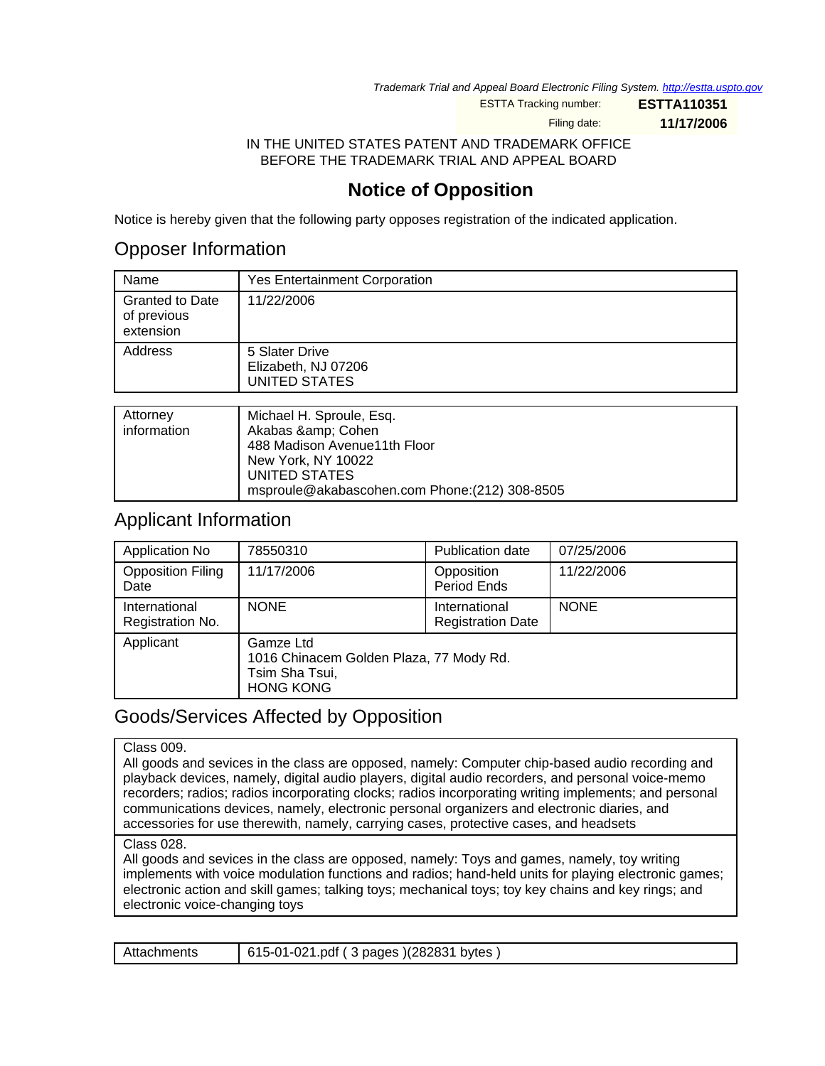*Trademark Trial and Appeal Board Electronic Filing System. http://estta.uspto.gov*

| | |
|---|---|
| ESTTA Tracking number: | **ESTTA110351** |
| Filing date: | **11/17/2006** |

IN THE UNITED STATES PATENT AND TRADEMARK OFFICE
BEFORE THE TRADEMARK TRIAL AND APPEAL BOARD

# Notice of Opposition

Notice is hereby given that the following party opposes registration of the indicated application.

## Opposer Information

| | |
|---|---|
| Name | Yes Entertainment Corporation |
| Granted to Date of previous extension | 11/22/2006 |
| Address | 5 Slater Drive<br>Elizabeth, NJ 07206<br>UNITED STATES |

| | |
|---|---|
| Attorney information | Michael H. Sproule, Esq.<br>Akabas &amp; Cohen<br>488 Madison Avenue11th Floor<br>New York, NY 10022<br>UNITED STATES<br>msproule@akabascohen.com Phone:(212) 308-8505 |

## Applicant Information

| | | | |
|---|---|---|---|
| Application No | 78550310 | Publication date | 07/25/2006 |
| Opposition Filing Date | 11/17/2006 | Opposition Period Ends | 11/22/2006 |
| International Registration No. | NONE | International Registration Date | NONE |
| Applicant | Gamze Ltd<br>1016 Chinacem Golden Plaza, 77 Mody Rd.<br>Tsim Sha Tsui,<br>HONG KONG | | |

## Goods/Services Affected by Opposition

Class 009.
All goods and sevices in the class are opposed, namely: Computer chip-based audio recording and playback devices, namely, digital audio players, digital audio recorders, and personal voice-memo recorders; radios; radios incorporating clocks; radios incorporating writing implements; and personal communications devices, namely, electronic personal organizers and electronic diaries, and accessories for use therewith, namely, carrying cases, protective cases, and headsets

Class 028.
All goods and sevices in the class are opposed, namely: Toys and games, namely, toy writing implements with voice modulation functions and radios; hand-held units for playing electronic games; electronic action and skill games; talking toys; mechanical toys; toy key chains and key rings; and electronic voice-changing toys

| | |
|---|---|
| Attachments | 615-01-021.pdf ( 3 pages )(282831 bytes ) |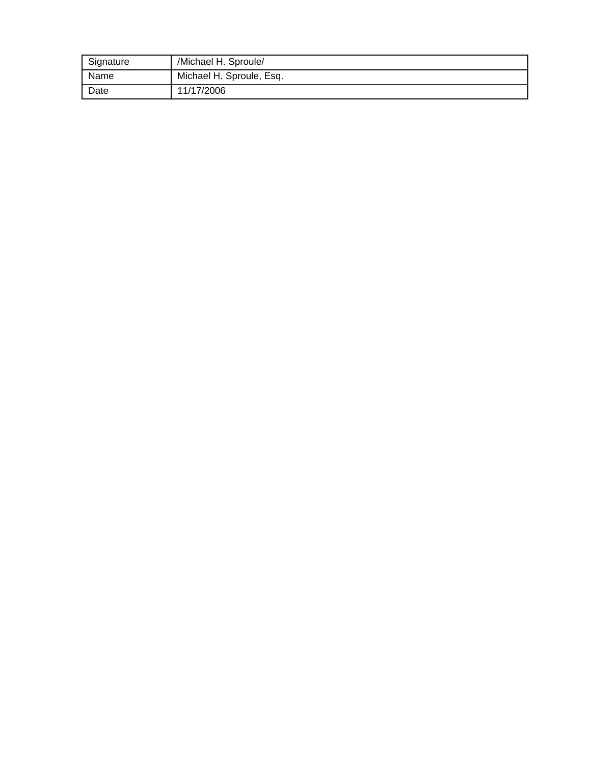| Signature | /Michael H. Sproule/ |
| --- | --- |
| Name | Michael H. Sproule, Esq. |
| Date | 11/17/2006 |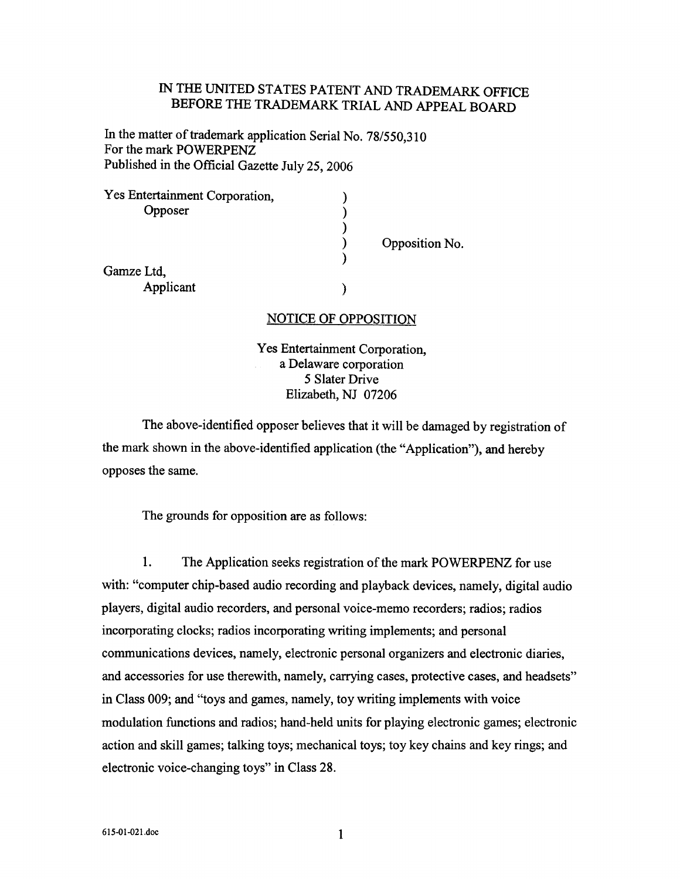IN THE UNITED STATES PATENT AND TRADEMARK OFFICE
BEFORE THE TRADEMARK TRIAL AND APPEAL BOARD

In the matter of trademark application Serial No. 78/550,310
For the mark POWERPENZ
Published in the Official Gazette July 25, 2006

| | | |
|---|---|---|
| Yes Entertainment Corporation, Opposer | ) | |
| | ) | Opposition No. |
| Gamze Ltd, Applicant | ) | |

## NOTICE OF OPPOSITION

Yes Entertainment Corporation,
a Delaware corporation
5 Slater Drive
Elizabeth, NJ 07206

The above-identified opposer believes that it will be damaged by registration of the mark shown in the above-identified application (the "Application"), and hereby opposes the same.

The grounds for opposition are as follows:

1. The Application seeks registration of the mark POWERPENZ for use with: "computer chip-based audio recording and playback devices, namely, digital audio players, digital audio recorders, and personal voice-memo recorders; radios; radios incorporating clocks; radios incorporating writing implements; and personal communications devices, namely, electronic personal organizers and electronic diaries, and accessories for use therewith, namely, carrying cases, protective cases, and headsets" in Class 009; and "toys and games, namely, toy writing implements with voice modulation functions and radios; hand-held units for playing electronic games; electronic action and skill games; talking toys; mechanical toys; toy key chains and key rings; and electronic voice-changing toys" in Class 28.

615-01-021.doc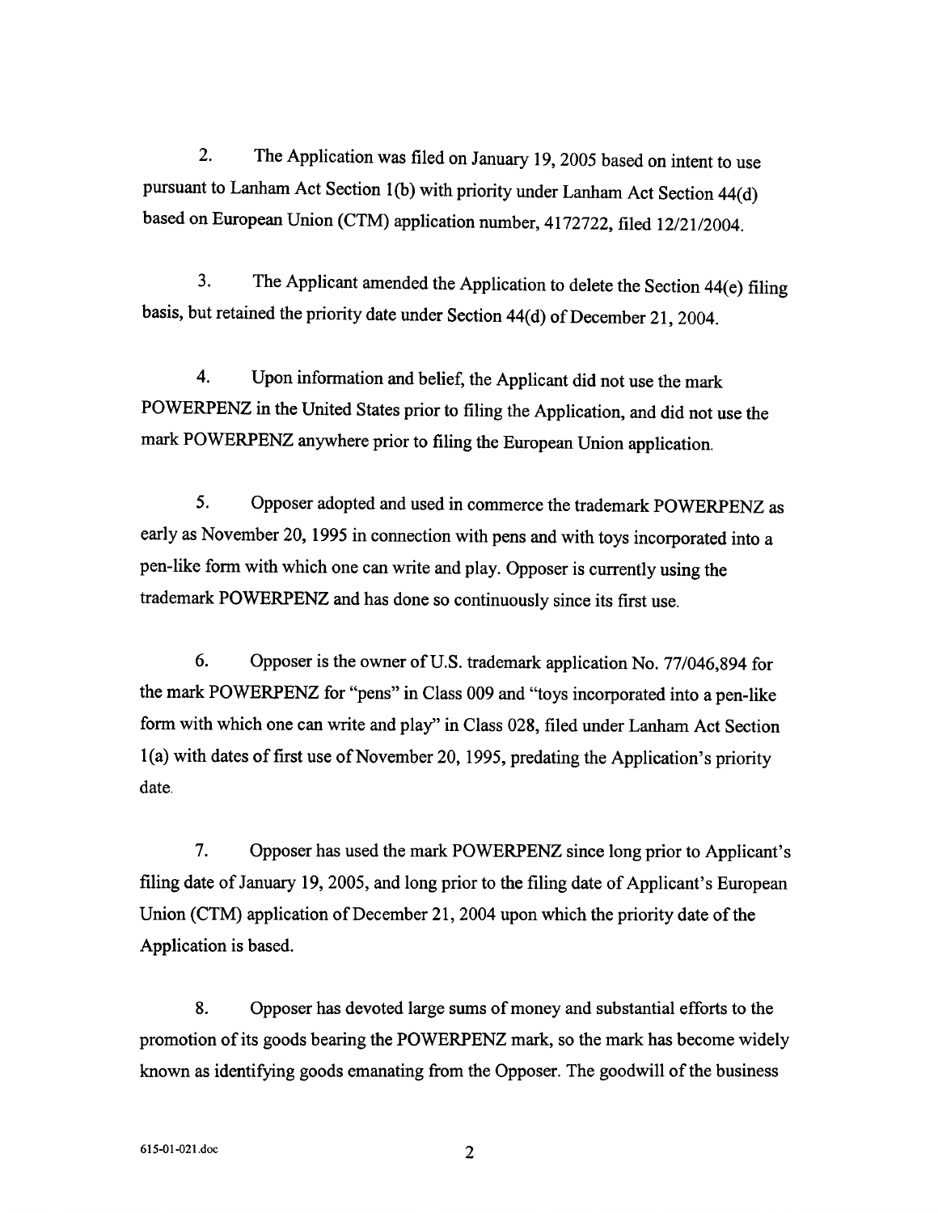2. The Application was filed on January 19, 2005 based on intent to use pursuant to Lanham Act Section 1(b) with priority under Lanham Act Section 44(d) based on European Union (CTM) application number, 4172722, filed 12/21/2004.

3. The Applicant amended the Application to delete the Section 44(e) filing basis, but retained the priority date under Section 44(d) of December 21, 2004.

4. Upon information and belief, the Applicant did not use the mark POWERPENZ in the United States prior to filing the Application, and did not use the mark POWERPENZ anywhere prior to filing the European Union application.

5. Opposer adopted and used in commerce the trademark POWERPENZ as early as November 20, 1995 in connection with pens and with toys incorporated into a pen-like form with which one can write and play. Opposer is currently using the trademark POWERPENZ and has done so continuously since its first use.

6. Opposer is the owner of U.S. trademark application No. 77/046,894 for the mark POWERPENZ for "pens" in Class 009 and "toys incorporated into a pen-like form with which one can write and play" in Class 028, filed under Lanham Act Section 1(a) with dates of first use of November 20, 1995, predating the Application's priority date.

7. Opposer has used the mark POWERPENZ since long prior to Applicant's filing date of January 19, 2005, and long prior to the filing date of Applicant's European Union (CTM) application of December 21, 2004 upon which the priority date of the Application is based.

8. Opposer has devoted large sums of money and substantial efforts to the promotion of its goods bearing the POWERPENZ mark, so the mark has become widely known as identifying goods emanating from the Opposer. The goodwill of the business

615-01-021.doc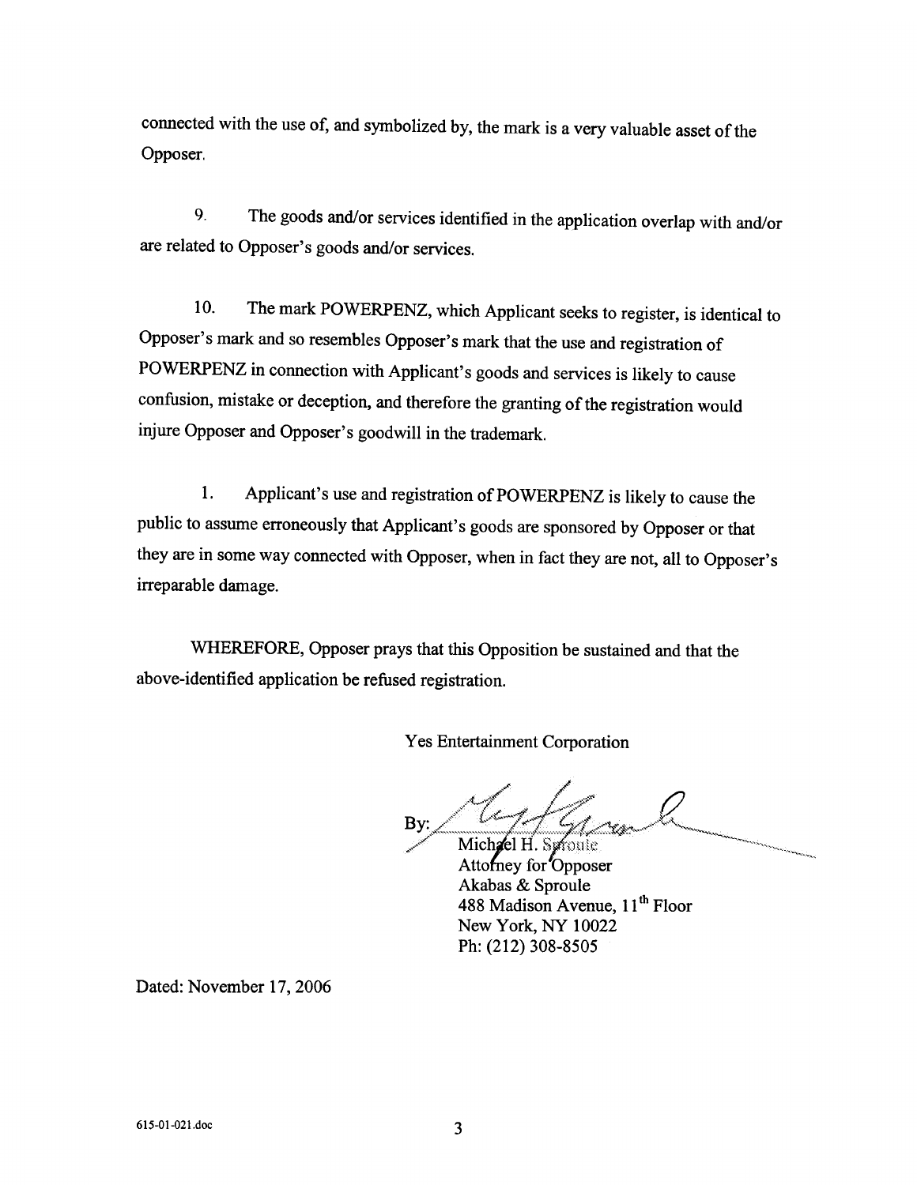connected with the use of, and symbolized by, the mark is a very valuable asset of the Opposer.

9. The goods and/or services identified in the application overlap with and/or are related to Opposer's goods and/or services.

10. The mark POWERPENZ, which Applicant seeks to register, is identical to Opposer's mark and so resembles Opposer's mark that the use and registration of POWERPENZ in connection with Applicant's goods and services is likely to cause confusion, mistake or deception, and therefore the granting of the registration would injure Opposer and Opposer's goodwill in the trademark.

1. Applicant's use and registration of POWERPENZ is likely to cause the public to assume erroneously that Applicant's goods are sponsored by Opposer or that they are in some way connected with Opposer, when in fact they are not, all to Opposer's irreparable damage.

WHEREFORE, Opposer prays that this Opposition be sustained and that the above-identified application be refused registration.

Yes Entertainment Corporation

By: Michael H. Sproule
Attorney for Opposer
Akabas & Sproule
488 Madison Avenue, 11th Floor
New York, NY 10022
Ph: (212) 308-8505

Dated: November 17, 2006

615-01-021.doc